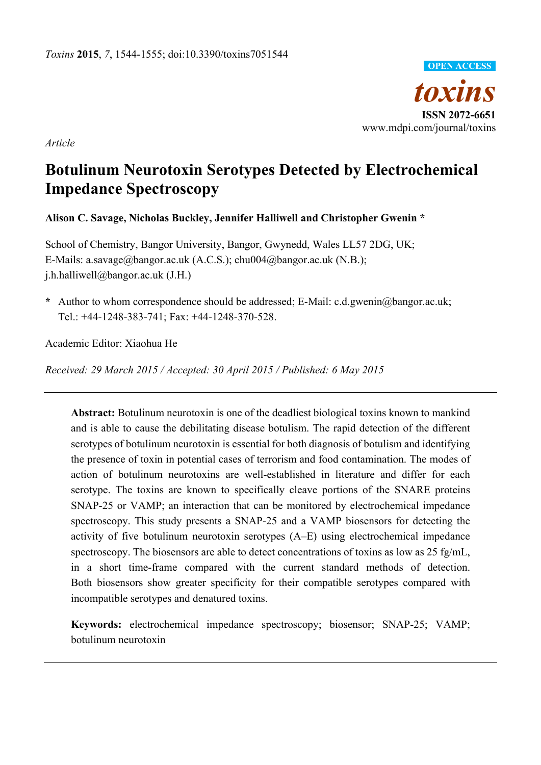*Article*

# Botulinum Neurotoxin Serotypes Detected by Electrochemical Impedance Spectroscopy

**Alison C. Savage, Nicholas Buckley, Jennifer Halliwell and Christopher Gwenin ***

School of Chemistry, Bangor University, Bangor, Gwynedd, Wales LL57 2DG, UK; E-Mails: a.savage@bangor.ac.uk (A.C.S.); chu004@bangor.ac.uk (N.B.); j.h.halliwell@bangor.ac.uk (J.H.)

**\*** Author to whom correspondence should be addressed; E-Mail: c.d.gwenin@bangor.ac.uk; Tel.: +44-1248-383-741; Fax: +44-1248-370-528.

Academic Editor: Xiaohua He

*Received: 29 March 2015 / Accepted: 30 April 2015 / Published: 6 May 2015*

**Abstract:** Botulinum neurotoxin is one of the deadliest biological toxins known to mankind and is able to cause the debilitating disease botulism. The rapid detection of the different serotypes of botulinum neurotoxin is essential for both diagnosis of botulism and identifying the presence of toxin in potential cases of terrorism and food contamination. The modes of action of botulinum neurotoxins are well-established in literature and differ for each serotype. The toxins are known to specifically cleave portions of the SNARE proteins SNAP-25 or VAMP; an interaction that can be monitored by electrochemical impedance spectroscopy. This study presents a SNAP-25 and a VAMP biosensors for detecting the activity of five botulinum neurotoxin serotypes (A–E) using electrochemical impedance spectroscopy. The biosensors are able to detect concentrations of toxins as low as 25 fg/mL, in a short time-frame compared with the current standard methods of detection. Both biosensors show greater specificity for their compatible serotypes compared with incompatible serotypes and denatured toxins.

**Keywords:** electrochemical impedance spectroscopy; biosensor; SNAP-25; VAMP; botulinum neurotoxin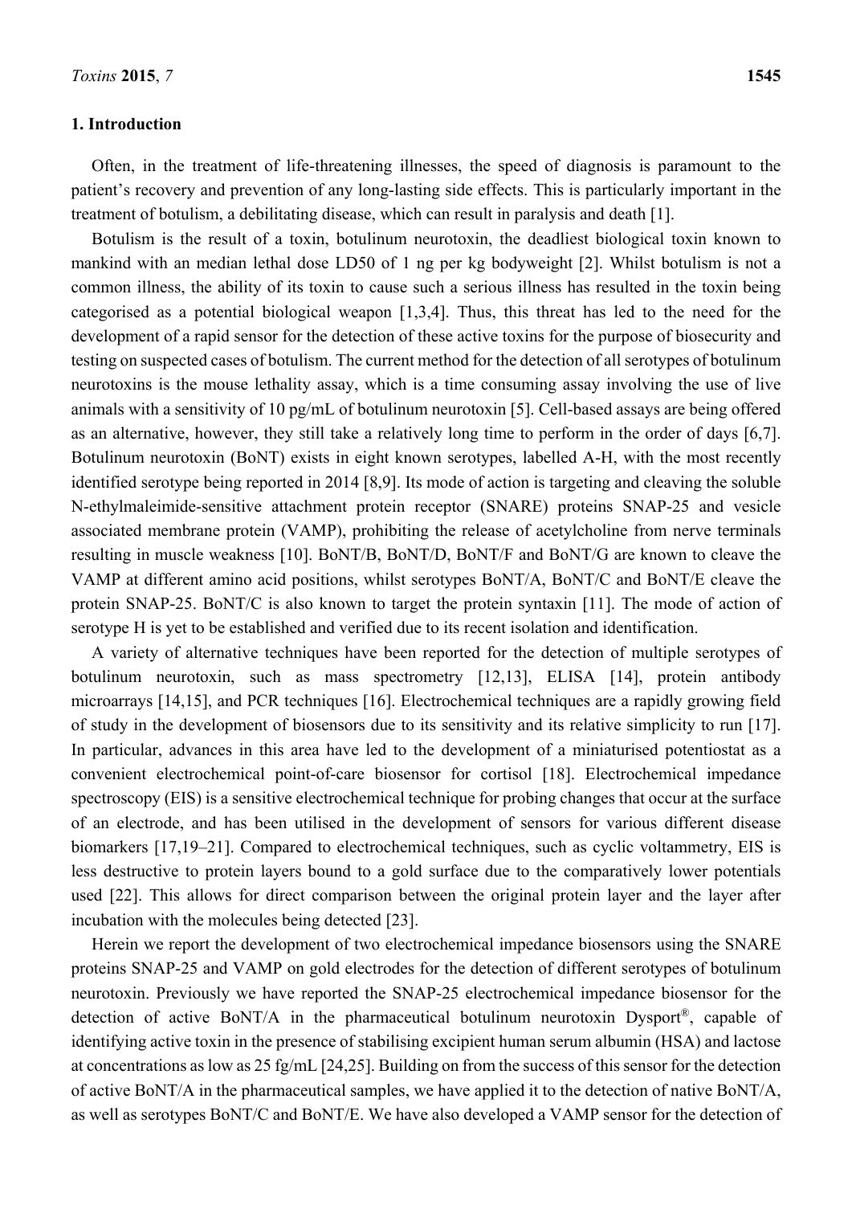## 1. Introduction

Often, in the treatment of life-threatening illnesses, the speed of diagnosis is paramount to the patient's recovery and prevention of any long-lasting side effects. This is particularly important in the treatment of botulism, a debilitating disease, which can result in paralysis and death [1].

Botulism is the result of a toxin, botulinum neurotoxin, the deadliest biological toxin known to mankind with an median lethal dose LD50 of 1 ng per kg bodyweight [2]. Whilst botulism is not a common illness, the ability of its toxin to cause such a serious illness has resulted in the toxin being categorised as a potential biological weapon [1,3,4]. Thus, this threat has led to the need for the development of a rapid sensor for the detection of these active toxins for the purpose of biosecurity and testing on suspected cases of botulism. The current method for the detection of all serotypes of botulinum neurotoxins is the mouse lethality assay, which is a time consuming assay involving the use of live animals with a sensitivity of 10 pg/mL of botulinum neurotoxin [5]. Cell-based assays are being offered as an alternative, however, they still take a relatively long time to perform in the order of days [6,7]. Botulinum neurotoxin (BoNT) exists in eight known serotypes, labelled A-H, with the most recently identified serotype being reported in 2014 [8,9]. Its mode of action is targeting and cleaving the soluble N-ethylmaleimide-sensitive attachment protein receptor (SNARE) proteins SNAP-25 and vesicle associated membrane protein (VAMP), prohibiting the release of acetylcholine from nerve terminals resulting in muscle weakness [10]. BoNT/B, BoNT/D, BoNT/F and BoNT/G are known to cleave the VAMP at different amino acid positions, whilst serotypes BoNT/A, BoNT/C and BoNT/E cleave the protein SNAP-25. BoNT/C is also known to target the protein syntaxin [11]. The mode of action of serotype H is yet to be established and verified due to its recent isolation and identification.

A variety of alternative techniques have been reported for the detection of multiple serotypes of botulinum neurotoxin, such as mass spectrometry [12,13], ELISA [14], protein antibody microarrays [14,15], and PCR techniques [16]. Electrochemical techniques are a rapidly growing field of study in the development of biosensors due to its sensitivity and its relative simplicity to run [17]. In particular, advances in this area have led to the development of a miniaturised potentiostat as a convenient electrochemical point-of-care biosensor for cortisol [18]. Electrochemical impedance spectroscopy (EIS) is a sensitive electrochemical technique for probing changes that occur at the surface of an electrode, and has been utilised in the development of sensors for various different disease biomarkers [17,19–21]. Compared to electrochemical techniques, such as cyclic voltammetry, EIS is less destructive to protein layers bound to a gold surface due to the comparatively lower potentials used [22]. This allows for direct comparison between the original protein layer and the layer after incubation with the molecules being detected [23].

Herein we report the development of two electrochemical impedance biosensors using the SNARE proteins SNAP-25 and VAMP on gold electrodes for the detection of different serotypes of botulinum neurotoxin. Previously we have reported the SNAP-25 electrochemical impedance biosensor for the detection of active BoNT/A in the pharmaceutical botulinum neurotoxin Dysport®, capable of identifying active toxin in the presence of stabilising excipient human serum albumin (HSA) and lactose at concentrations as low as 25 fg/mL [24,25]. Building on from the success of this sensor for the detection of active BoNT/A in the pharmaceutical samples, we have applied it to the detection of native BoNT/A, as well as serotypes BoNT/C and BoNT/E. We have also developed a VAMP sensor for the detection of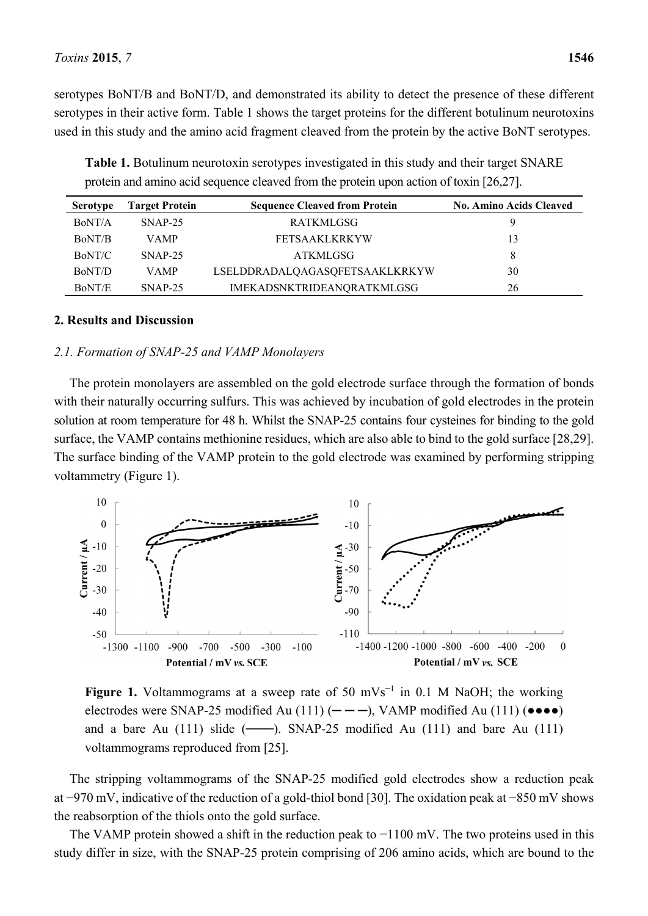serotypes BoNT/B and BoNT/D, and demonstrated its ability to detect the presence of these different serotypes in their active form. Table 1 shows the target proteins for the different botulinum neurotoxins used in this study and the amino acid fragment cleaved from the protein by the active BoNT serotypes.

**Table 1.** Botulinum neurotoxin serotypes investigated in this study and their target SNARE protein and amino acid sequence cleaved from the protein upon action of toxin [26,27].

| Serotype | Target Protein | Sequence Cleaved from Protein | No. Amino Acids Cleaved |
| --- | --- | --- | --- |
| BoNT/A | SNAP-25 | RATKMLGSG | 9 |
| BoNT/B | VAMP | FETSAAKLKRKYW | 13 |
| BoNT/C | SNAP-25 | ATKMLGSG | 8 |
| BoNT/D | VAMP | LSELDDRADALQAGASQFETSAAKLKRKYW | 30 |
| BoNT/E | SNAP-25 | IMEKADSNKTRIDEANQRATKMLGSG | 26 |

## 2. Results and Discussion

### *2.1. Formation of SNAP-25 and VAMP Monolayers*

The protein monolayers are assembled on the gold electrode surface through the formation of bonds with their naturally occurring sulfurs. This was achieved by incubation of gold electrodes in the protein solution at room temperature for 48 h. Whilst the SNAP-25 contains four cysteines for binding to the gold surface, the VAMP contains methionine residues, which are also able to bind to the gold surface [28,29]. The surface binding of the VAMP protein to the gold electrode was examined by performing stripping voltammetry (Figure 1).

**Figure 1.** Voltammograms at a sweep rate of 50 mVs$^{-1}$ in 0.1 M NaOH; the working electrodes were SNAP-25 modified Au (111) (─ ─ ─), VAMP modified Au (111) (●●●●) and a bare Au (111) slide (───). SNAP-25 modified Au (111) and bare Au (111) voltammograms reproduced from [25].

The stripping voltammograms of the SNAP-25 modified gold electrodes show a reduction peak at −970 mV, indicative of the reduction of a gold-thiol bond [30]. The oxidation peak at −850 mV shows the reabsorption of the thiols onto the gold surface.

The VAMP protein showed a shift in the reduction peak to −1100 mV. The two proteins used in this study differ in size, with the SNAP-25 protein comprising of 206 amino acids, which are bound to the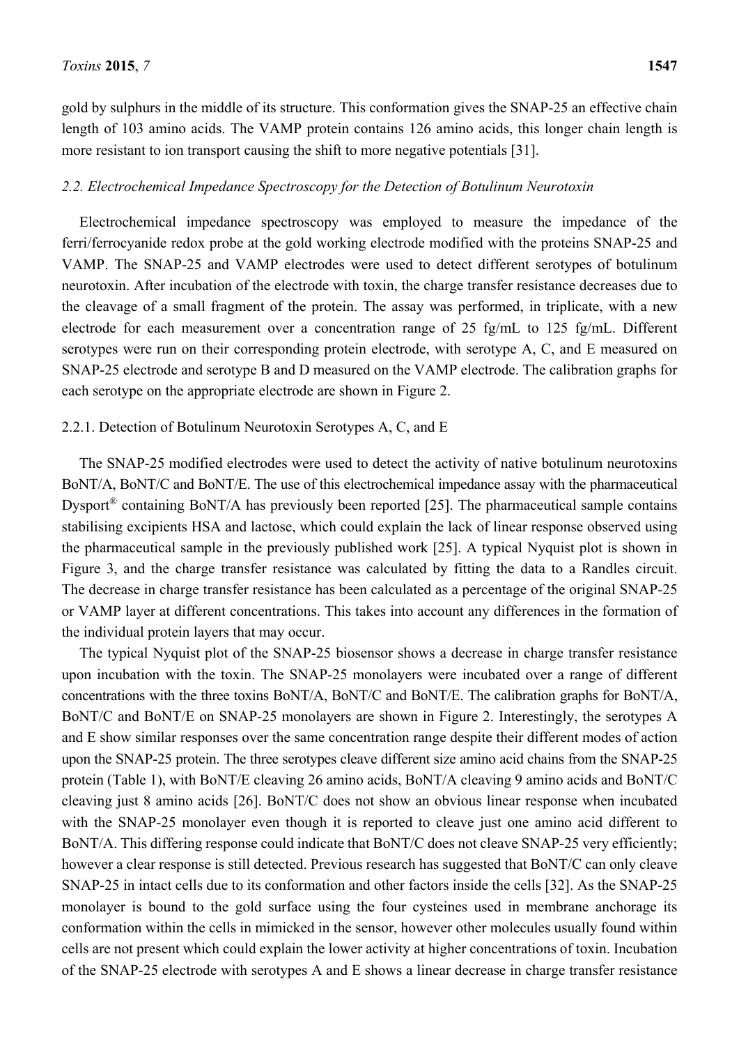gold by sulphurs in the middle of its structure. This conformation gives the SNAP-25 an effective chain length of 103 amino acids. The VAMP protein contains 126 amino acids, this longer chain length is more resistant to ion transport causing the shift to more negative potentials [31].

### *2.2. Electrochemical Impedance Spectroscopy for the Detection of Botulinum Neurotoxin*

Electrochemical impedance spectroscopy was employed to measure the impedance of the ferri/ferrocyanide redox probe at the gold working electrode modified with the proteins SNAP-25 and VAMP. The SNAP-25 and VAMP electrodes were used to detect different serotypes of botulinum neurotoxin. After incubation of the electrode with toxin, the charge transfer resistance decreases due to the cleavage of a small fragment of the protein. The assay was performed, in triplicate, with a new electrode for each measurement over a concentration range of 25 fg/mL to 125 fg/mL. Different serotypes were run on their corresponding protein electrode, with serotype A, C, and E measured on SNAP-25 electrode and serotype B and D measured on the VAMP electrode. The calibration graphs for each serotype on the appropriate electrode are shown in Figure 2.

#### 2.2.1. Detection of Botulinum Neurotoxin Serotypes A, C, and E

The SNAP-25 modified electrodes were used to detect the activity of native botulinum neurotoxins BoNT/A, BoNT/C and BoNT/E. The use of this electrochemical impedance assay with the pharmaceutical Dysport® containing BoNT/A has previously been reported [25]. The pharmaceutical sample contains stabilising excipients HSA and lactose, which could explain the lack of linear response observed using the pharmaceutical sample in the previously published work [25]. A typical Nyquist plot is shown in Figure 3, and the charge transfer resistance was calculated by fitting the data to a Randles circuit. The decrease in charge transfer resistance has been calculated as a percentage of the original SNAP-25 or VAMP layer at different concentrations. This takes into account any differences in the formation of the individual protein layers that may occur.

The typical Nyquist plot of the SNAP-25 biosensor shows a decrease in charge transfer resistance upon incubation with the toxin. The SNAP-25 monolayers were incubated over a range of different concentrations with the three toxins BoNT/A, BoNT/C and BoNT/E. The calibration graphs for BoNT/A, BoNT/C and BoNT/E on SNAP-25 monolayers are shown in Figure 2. Interestingly, the serotypes A and E show similar responses over the same concentration range despite their different modes of action upon the SNAP-25 protein. The three serotypes cleave different size amino acid chains from the SNAP-25 protein (Table 1), with BoNT/E cleaving 26 amino acids, BoNT/A cleaving 9 amino acids and BoNT/C cleaving just 8 amino acids [26]. BoNT/C does not show an obvious linear response when incubated with the SNAP-25 monolayer even though it is reported to cleave just one amino acid different to BoNT/A. This differing response could indicate that BoNT/C does not cleave SNAP-25 very efficiently; however a clear response is still detected. Previous research has suggested that BoNT/C can only cleave SNAP-25 in intact cells due to its conformation and other factors inside the cells [32]. As the SNAP-25 monolayer is bound to the gold surface using the four cysteines used in membrane anchorage its conformation within the cells in mimicked in the sensor, however other molecules usually found within cells are not present which could explain the lower activity at higher concentrations of toxin. Incubation of the SNAP-25 electrode with serotypes A and E shows a linear decrease in charge transfer resistance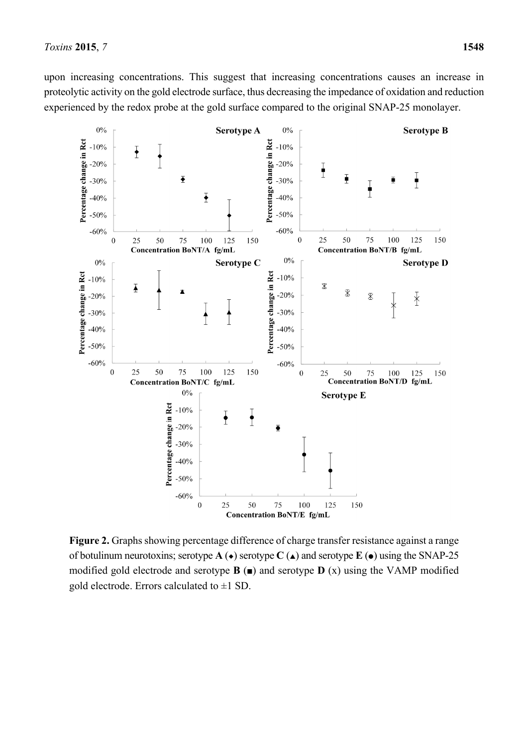upon increasing concentrations. This suggest that increasing concentrations causes an increase in proteolytic activity on the gold electrode surface, thus decreasing the impedance of oxidation and reduction experienced by the redox probe at the gold surface compared to the original SNAP-25 monolayer.

**Figure 2.** Graphs showing percentage difference of charge transfer resistance against a range of botulinum neurotoxins; serotype **A** (♦) serotype **C** (▲) and serotype **E** (●) using the SNAP-25 modified gold electrode and serotype **B** (■) and serotype **D** (x) using the VAMP modified gold electrode. Errors calculated to ±1 SD.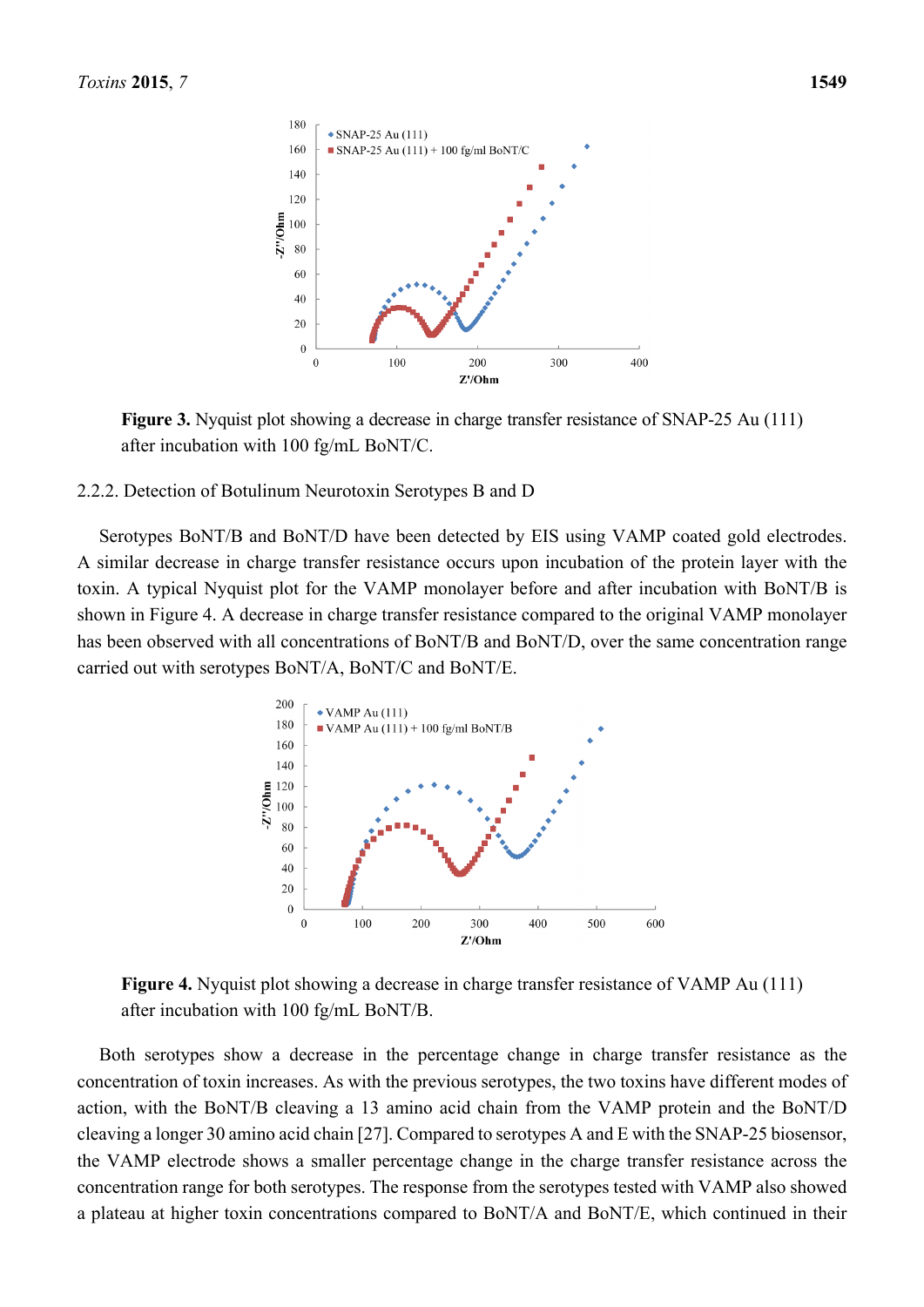Figure 3. Nyquist plot showing a decrease in charge transfer resistance of SNAP-25 Au (111) after incubation with 100 fg/mL BoNT/C.

### 2.2.2. Detection of Botulinum Neurotoxin Serotypes B and D

Serotypes BoNT/B and BoNT/D have been detected by EIS using VAMP coated gold electrodes. A similar decrease in charge transfer resistance occurs upon incubation of the protein layer with the toxin. A typical Nyquist plot for the VAMP monolayer before and after incubation with BoNT/B is shown in Figure 4. A decrease in charge transfer resistance compared to the original VAMP monolayer has been observed with all concentrations of BoNT/B and BoNT/D, over the same concentration range carried out with serotypes BoNT/A, BoNT/C and BoNT/E.

Figure 4. Nyquist plot showing a decrease in charge transfer resistance of VAMP Au (111) after incubation with 100 fg/mL BoNT/B.

Both serotypes show a decrease in the percentage change in charge transfer resistance as the concentration of toxin increases. As with the previous serotypes, the two toxins have different modes of action, with the BoNT/B cleaving a 13 amino acid chain from the VAMP protein and the BoNT/D cleaving a longer 30 amino acid chain [27]. Compared to serotypes A and E with the SNAP-25 biosensor, the VAMP electrode shows a smaller percentage change in the charge transfer resistance across the concentration range for both serotypes. The response from the serotypes tested with VAMP also showed a plateau at higher toxin concentrations compared to BoNT/A and BoNT/E, which continued in their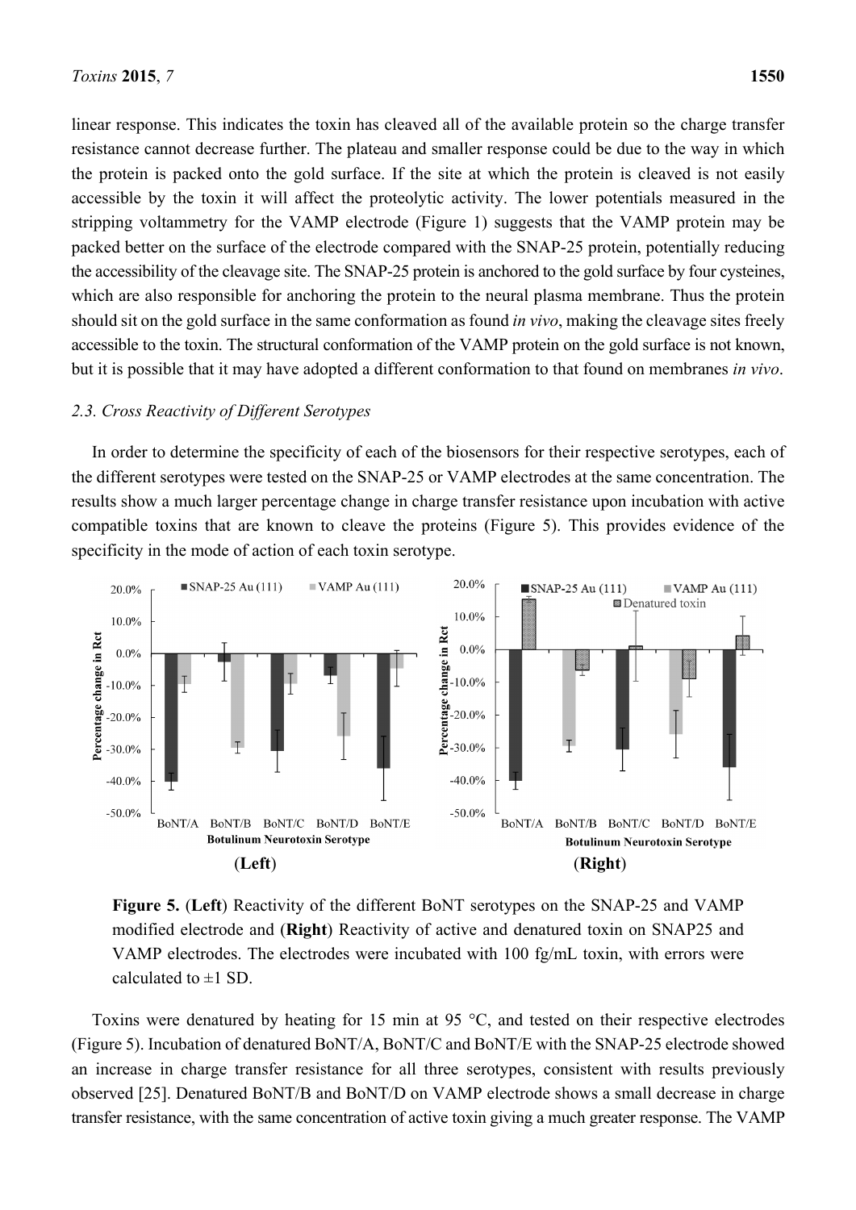linear response. This indicates the toxin has cleaved all of the available protein so the charge transfer resistance cannot decrease further. The plateau and smaller response could be due to the way in which the protein is packed onto the gold surface. If the site at which the protein is cleaved is not easily accessible by the toxin it will affect the proteolytic activity. The lower potentials measured in the stripping voltammetry for the VAMP electrode (Figure 1) suggests that the VAMP protein may be packed better on the surface of the electrode compared with the SNAP-25 protein, potentially reducing the accessibility of the cleavage site. The SNAP-25 protein is anchored to the gold surface by four cysteines, which are also responsible for anchoring the protein to the neural plasma membrane. Thus the protein should sit on the gold surface in the same conformation as found *in vivo*, making the cleavage sites freely accessible to the toxin. The structural conformation of the VAMP protein on the gold surface is not known, but it is possible that it may have adopted a different conformation to that found on membranes *in vivo*.

### 2.3. Cross Reactivity of Different Serotypes

In order to determine the specificity of each of the biosensors for their respective serotypes, each of the different serotypes were tested on the SNAP-25 or VAMP electrodes at the same concentration. The results show a much larger percentage change in charge transfer resistance upon incubation with active compatible toxins that are known to cleave the proteins (Figure 5). This provides evidence of the specificity in the mode of action of each toxin serotype.

**Figure 5.** (**Left**) Reactivity of the different BoNT serotypes on the SNAP-25 and VAMP modified electrode and (**Right**) Reactivity of active and denatured toxin on SNAP25 and VAMP electrodes. The electrodes were incubated with 100 fg/mL toxin, with errors were calculated to ±1 SD.

Toxins were denatured by heating for 15 min at 95 °C, and tested on their respective electrodes (Figure 5). Incubation of denatured BoNT/A, BoNT/C and BoNT/E with the SNAP-25 electrode showed an increase in charge transfer resistance for all three serotypes, consistent with results previously observed [25]. Denatured BoNT/B and BoNT/D on VAMP electrode shows a small decrease in charge transfer resistance, with the same concentration of active toxin giving a much greater response. The VAMP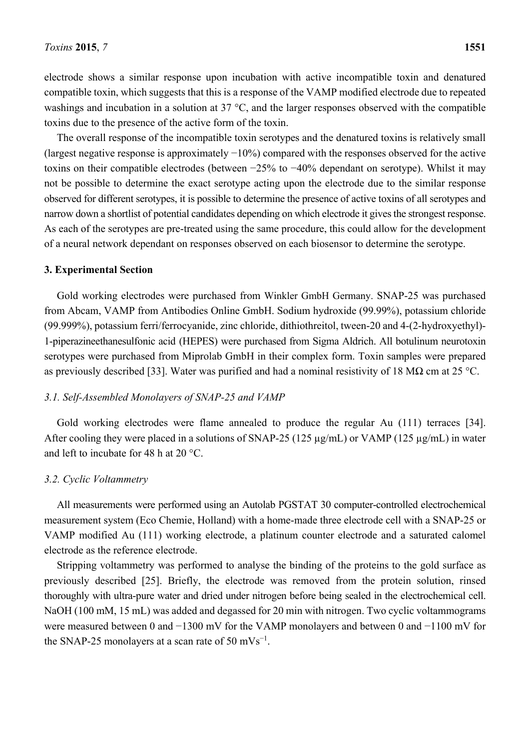electrode shows a similar response upon incubation with active incompatible toxin and denatured compatible toxin, which suggests that this is a response of the VAMP modified electrode due to repeated washings and incubation in a solution at 37 °C, and the larger responses observed with the compatible toxins due to the presence of the active form of the toxin.

The overall response of the incompatible toxin serotypes and the denatured toxins is relatively small (largest negative response is approximately −10%) compared with the responses observed for the active toxins on their compatible electrodes (between −25% to −40% dependant on serotype). Whilst it may not be possible to determine the exact serotype acting upon the electrode due to the similar response observed for different serotypes, it is possible to determine the presence of active toxins of all serotypes and narrow down a shortlist of potential candidates depending on which electrode it gives the strongest response. As each of the serotypes are pre-treated using the same procedure, this could allow for the development of a neural network dependant on responses observed on each biosensor to determine the serotype.

## 3. Experimental Section

Gold working electrodes were purchased from Winkler GmbH Germany. SNAP-25 was purchased from Abcam, VAMP from Antibodies Online GmbH. Sodium hydroxide (99.99%), potassium chloride (99.999%), potassium ferri/ferrocyanide, zinc chloride, dithiothreitol, tween-20 and 4-(2-hydroxyethyl)-1-piperazineethanesulfonic acid (HEPES) were purchased from Sigma Aldrich. All botulinum neurotoxin serotypes were purchased from Miprolab GmbH in their complex form. Toxin samples were prepared as previously described [33]. Water was purified and had a nominal resistivity of 18 MΩ cm at 25 °C.

### *3.1. Self-Assembled Monolayers of SNAP-25 and VAMP*

Gold working electrodes were flame annealed to produce the regular Au (111) terraces [34]. After cooling they were placed in a solutions of SNAP-25 (125 µg/mL) or VAMP (125 µg/mL) in water and left to incubate for 48 h at 20 °C.

### *3.2. Cyclic Voltammetry*

All measurements were performed using an Autolab PGSTAT 30 computer-controlled electrochemical measurement system (Eco Chemie, Holland) with a home-made three electrode cell with a SNAP-25 or VAMP modified Au (111) working electrode, a platinum counter electrode and a saturated calomel electrode as the reference electrode.

Stripping voltammetry was performed to analyse the binding of the proteins to the gold surface as previously described [25]. Briefly, the electrode was removed from the protein solution, rinsed thoroughly with ultra-pure water and dried under nitrogen before being sealed in the electrochemical cell. NaOH (100 mM, 15 mL) was added and degassed for 20 min with nitrogen. Two cyclic voltammograms were measured between 0 and −1300 mV for the VAMP monolayers and between 0 and −1100 mV for the SNAP-25 monolayers at a scan rate of 50 $mVs^{-1}$.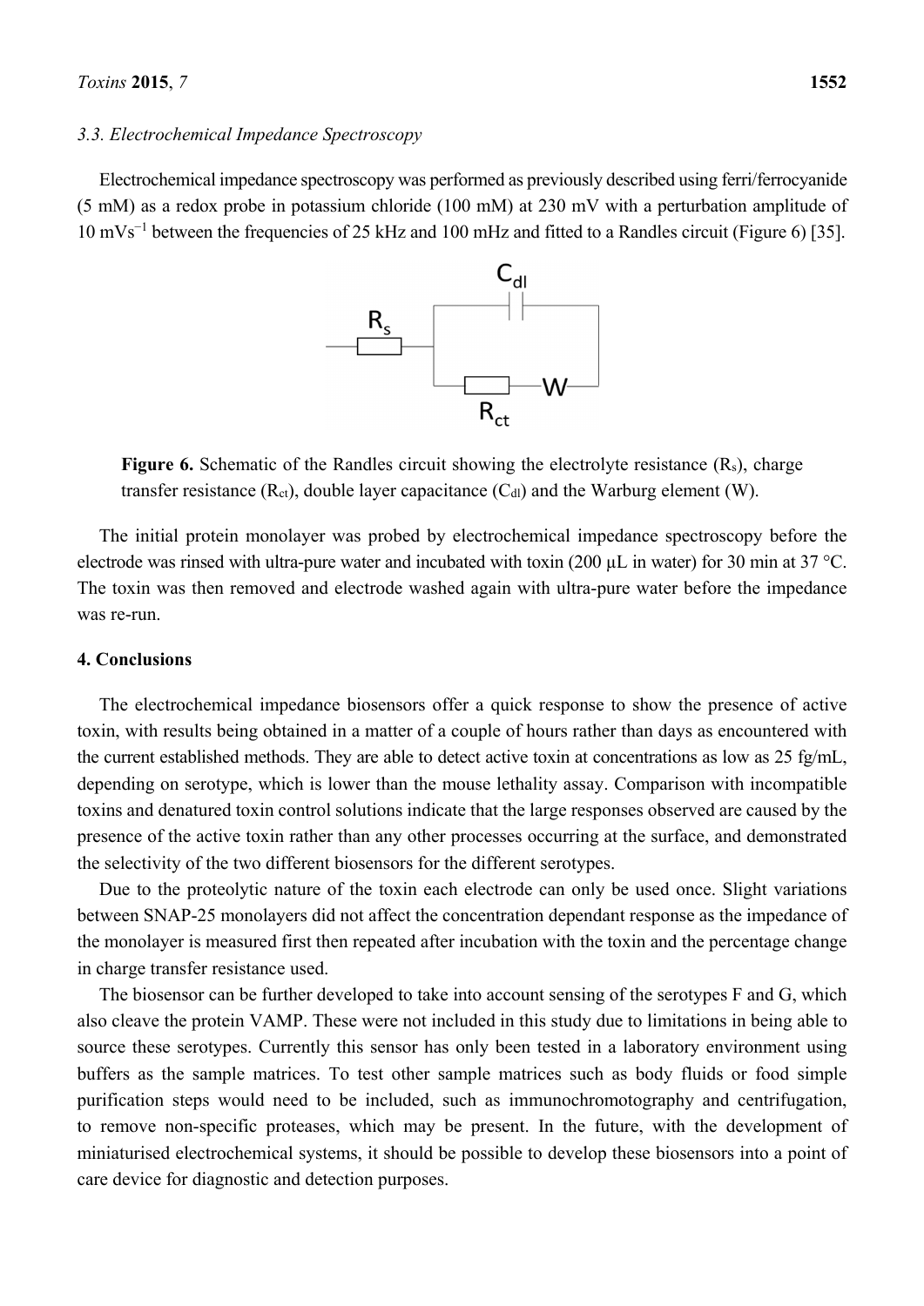### 3.3. Electrochemical Impedance Spectroscopy

Electrochemical impedance spectroscopy was performed as previously described using ferri/ferrocyanide (5 mM) as a redox probe in potassium chloride (100 mM) at 230 mV with a perturbation amplitude of 10 $mVs^{-1}$ between the frequencies of 25 kHz and 100 mHz and fitted to a Randles circuit (Figure 6) [35].

**Figure 6.** Schematic of the Randles circuit showing the electrolyte resistance ($R_s$), charge transfer resistance ($R_{ct}$), double layer capacitance ($C_{dl}$) and the Warburg element (W).

The initial protein monolayer was probed by electrochemical impedance spectroscopy before the electrode was rinsed with ultra-pure water and incubated with toxin (200 µL in water) for 30 min at 37 °C. The toxin was then removed and electrode washed again with ultra-pure water before the impedance was re-run.

## 4. Conclusions

The electrochemical impedance biosensors offer a quick response to show the presence of active toxin, with results being obtained in a matter of a couple of hours rather than days as encountered with the current established methods. They are able to detect active toxin at concentrations as low as 25 fg/mL, depending on serotype, which is lower than the mouse lethality assay. Comparison with incompatible toxins and denatured toxin control solutions indicate that the large responses observed are caused by the presence of the active toxin rather than any other processes occurring at the surface, and demonstrated the selectivity of the two different biosensors for the different serotypes.

Due to the proteolytic nature of the toxin each electrode can only be used once. Slight variations between SNAP-25 monolayers did not affect the concentration dependant response as the impedance of the monolayer is measured first then repeated after incubation with the toxin and the percentage change in charge transfer resistance used.

The biosensor can be further developed to take into account sensing of the serotypes F and G, which also cleave the protein VAMP. These were not included in this study due to limitations in being able to source these serotypes. Currently this sensor has only been tested in a laboratory environment using buffers as the sample matrices. To test other sample matrices such as body fluids or food simple purification steps would need to be included, such as immunochromotography and centrifugation, to remove non-specific proteases, which may be present. In the future, with the development of miniaturised electrochemical systems, it should be possible to develop these biosensors into a point of care device for diagnostic and detection purposes.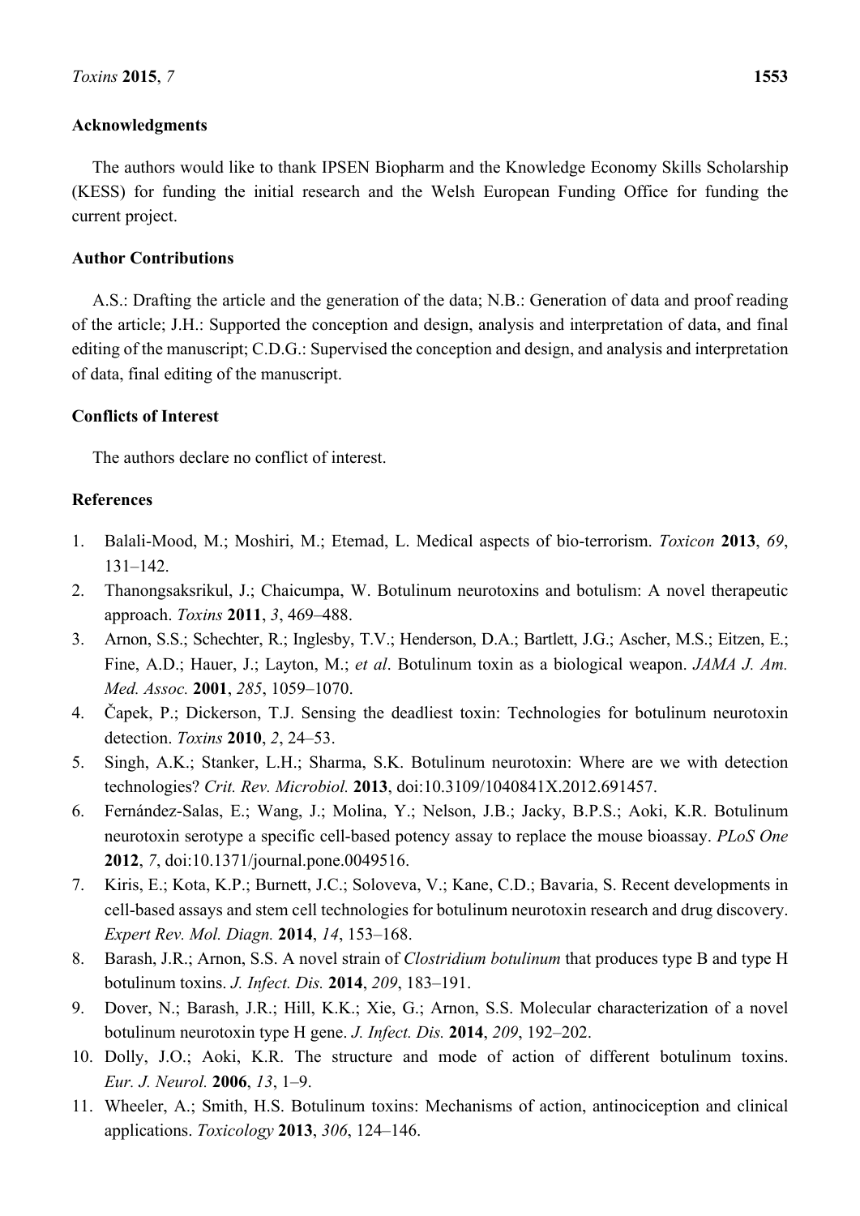## Acknowledgments

The authors would like to thank IPSEN Biopharm and the Knowledge Economy Skills Scholarship (KESS) for funding the initial research and the Welsh European Funding Office for funding the current project.

## Author Contributions

A.S.: Drafting the article and the generation of the data; N.B.: Generation of data and proof reading of the article; J.H.: Supported the conception and design, analysis and interpretation of data, and final editing of the manuscript; C.D.G.: Supervised the conception and design, and analysis and interpretation of data, final editing of the manuscript.

## Conflicts of Interest

The authors declare no conflict of interest.

## References

1. Balali-Mood, M.; Moshiri, M.; Etemad, L. Medical aspects of bio-terrorism. *Toxicon* **2013**, *69*, 131–142.
2. Thanongsaksrikul, J.; Chaicumpa, W. Botulinum neurotoxins and botulism: A novel therapeutic approach. *Toxins* **2011**, *3*, 469–488.
3. Arnon, S.S.; Schechter, R.; Inglesby, T.V.; Henderson, D.A.; Bartlett, J.G.; Ascher, M.S.; Eitzen, E.; Fine, A.D.; Hauer, J.; Layton, M.; *et al*. Botulinum toxin as a biological weapon. *JAMA J. Am. Med. Assoc.* **2001**, *285*, 1059–1070.
4. Čapek, P.; Dickerson, T.J. Sensing the deadliest toxin: Technologies for botulinum neurotoxin detection. *Toxins* **2010**, *2*, 24–53.
5. Singh, A.K.; Stanker, L.H.; Sharma, S.K. Botulinum neurotoxin: Where are we with detection technologies? *Crit. Rev. Microbiol.* **2013**, doi:10.3109/1040841X.2012.691457.
6. Fernández-Salas, E.; Wang, J.; Molina, Y.; Nelson, J.B.; Jacky, B.P.S.; Aoki, K.R. Botulinum neurotoxin serotype a specific cell-based potency assay to replace the mouse bioassay. *PLoS One* **2012**, *7*, doi:10.1371/journal.pone.0049516.
7. Kiris, E.; Kota, K.P.; Burnett, J.C.; Soloveva, V.; Kane, C.D.; Bavaria, S. Recent developments in cell-based assays and stem cell technologies for botulinum neurotoxin research and drug discovery. *Expert Rev. Mol. Diagn.* **2014**, *14*, 153–168.
8. Barash, J.R.; Arnon, S.S. A novel strain of *Clostridium botulinum* that produces type B and type H botulinum toxins. *J. Infect. Dis.* **2014**, *209*, 183–191.
9. Dover, N.; Barash, J.R.; Hill, K.K.; Xie, G.; Arnon, S.S. Molecular characterization of a novel botulinum neurotoxin type H gene. *J. Infect. Dis.* **2014**, *209*, 192–202.
10. Dolly, J.O.; Aoki, K.R. The structure and mode of action of different botulinum toxins. *Eur. J. Neurol.* **2006**, *13*, 1–9.
11. Wheeler, A.; Smith, H.S. Botulinum toxins: Mechanisms of action, antinociception and clinical applications. *Toxicology* **2013**, *306*, 124–146.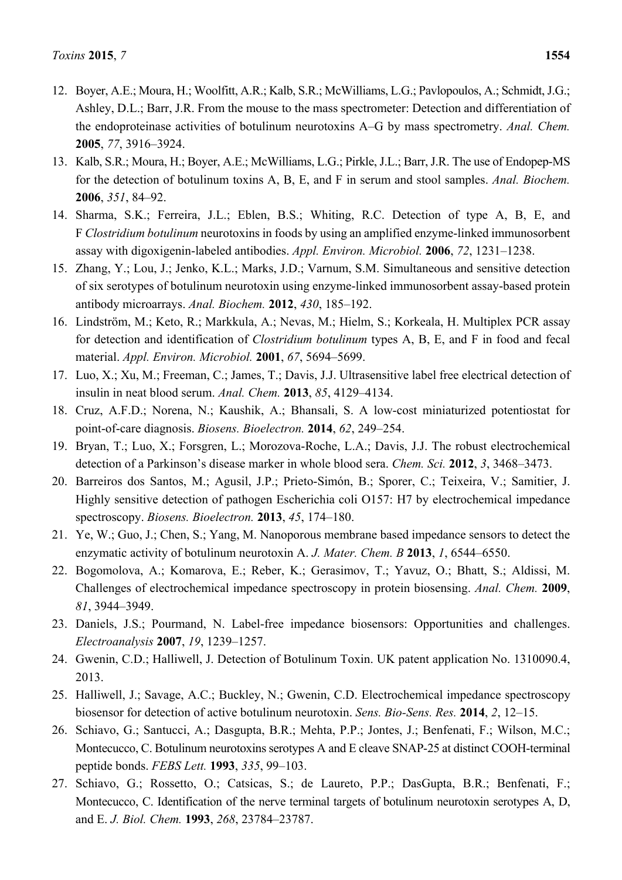12. Boyer, A.E.; Moura, H.; Woolfitt, A.R.; Kalb, S.R.; McWilliams, L.G.; Pavlopoulos, A.; Schmidt, J.G.; Ashley, D.L.; Barr, J.R. From the mouse to the mass spectrometer: Detection and differentiation of the endoproteinase activities of botulinum neurotoxins A–G by mass spectrometry. *Anal. Chem.* **2005**, *77*, 3916–3924.
13. Kalb, S.R.; Moura, H.; Boyer, A.E.; McWilliams, L.G.; Pirkle, J.L.; Barr, J.R. The use of Endopep-MS for the detection of botulinum toxins A, B, E, and F in serum and stool samples. *Anal. Biochem.* **2006**, *351*, 84–92.
14. Sharma, S.K.; Ferreira, J.L.; Eblen, B.S.; Whiting, R.C. Detection of type A, B, E, and F *Clostridium botulinum* neurotoxins in foods by using an amplified enzyme-linked immunosorbent assay with digoxigenin-labeled antibodies. *Appl. Environ. Microbiol.* **2006**, *72*, 1231–1238.
15. Zhang, Y.; Lou, J.; Jenko, K.L.; Marks, J.D.; Varnum, S.M. Simultaneous and sensitive detection of six serotypes of botulinum neurotoxin using enzyme-linked immunosorbent assay-based protein antibody microarrays. *Anal. Biochem.* **2012**, *430*, 185–192.
16. Lindström, M.; Keto, R.; Markkula, A.; Nevas, M.; Hielm, S.; Korkeala, H. Multiplex PCR assay for detection and identification of *Clostridium botulinum* types A, B, E, and F in food and fecal material. *Appl. Environ. Microbiol.* **2001**, *67*, 5694–5699.
17. Luo, X.; Xu, M.; Freeman, C.; James, T.; Davis, J.J. Ultrasensitive label free electrical detection of insulin in neat blood serum. *Anal. Chem.* **2013**, *85*, 4129–4134.
18. Cruz, A.F.D.; Norena, N.; Kaushik, A.; Bhansali, S. A low-cost miniaturized potentiostat for point-of-care diagnosis. *Biosens. Bioelectron.* **2014**, *62*, 249–254.
19. Bryan, T.; Luo, X.; Forsgren, L.; Morozova-Roche, L.A.; Davis, J.J. The robust electrochemical detection of a Parkinson's disease marker in whole blood sera. *Chem. Sci.* **2012**, *3*, 3468–3473.
20. Barreiros dos Santos, M.; Agusil, J.P.; Prieto-Simón, B.; Sporer, C.; Teixeira, V.; Samitier, J. Highly sensitive detection of pathogen Escherichia coli O157: H7 by electrochemical impedance spectroscopy. *Biosens. Bioelectron.* **2013**, *45*, 174–180.
21. Ye, W.; Guo, J.; Chen, S.; Yang, M. Nanoporous membrane based impedance sensors to detect the enzymatic activity of botulinum neurotoxin A. *J. Mater. Chem. B* **2013**, *1*, 6544–6550.
22. Bogomolova, A.; Komarova, E.; Reber, K.; Gerasimov, T.; Yavuz, O.; Bhatt, S.; Aldissi, M. Challenges of electrochemical impedance spectroscopy in protein biosensing. *Anal. Chem.* **2009**, *81*, 3944–3949.
23. Daniels, J.S.; Pourmand, N. Label-free impedance biosensors: Opportunities and challenges. *Electroanalysis* **2007**, *19*, 1239–1257.
24. Gwenin, C.D.; Halliwell, J. Detection of Botulinum Toxin. UK patent application No. 1310090.4, 2013.
25. Halliwell, J.; Savage, A.C.; Buckley, N.; Gwenin, C.D. Electrochemical impedance spectroscopy biosensor for detection of active botulinum neurotoxin. *Sens. Bio-Sens. Res.* **2014**, *2*, 12–15.
26. Schiavo, G.; Santucci, A.; Dasgupta, B.R.; Mehta, P.P.; Jontes, J.; Benfenati, F.; Wilson, M.C.; Montecucco, C. Botulinum neurotoxins serotypes A and E cleave SNAP-25 at distinct COOH-terminal peptide bonds. *FEBS Lett.* **1993**, *335*, 99–103.
27. Schiavo, G.; Rossetto, O.; Catsicas, S.; de Laureto, P.P.; DasGupta, B.R.; Benfenati, F.; Montecucco, C. Identification of the nerve terminal targets of botulinum neurotoxin serotypes A, D, and E. *J. Biol. Chem.* **1993**, *268*, 23784–23787.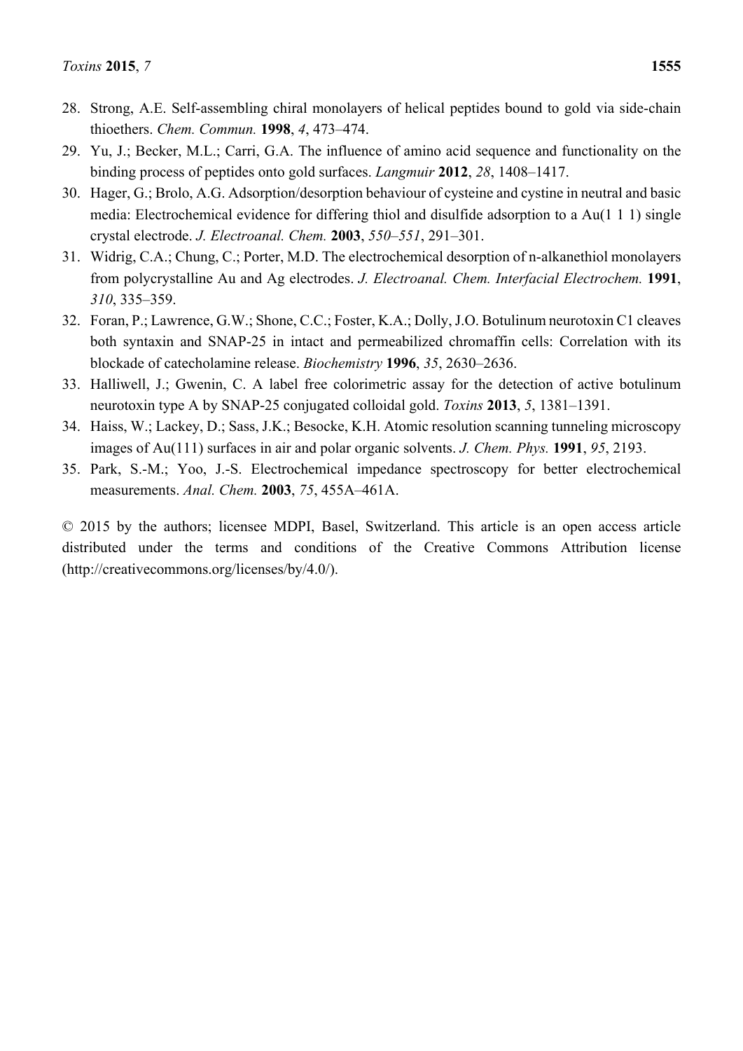28. Strong, A.E. Self-assembling chiral monolayers of helical peptides bound to gold via side-chain thioethers. *Chem. Commun.* **1998**, *4*, 473–474.
29. Yu, J.; Becker, M.L.; Carri, G.A. The influence of amino acid sequence and functionality on the binding process of peptides onto gold surfaces. *Langmuir* **2012**, *28*, 1408–1417.
30. Hager, G.; Brolo, A.G. Adsorption/desorption behaviour of cysteine and cystine in neutral and basic media: Electrochemical evidence for differing thiol and disulfide adsorption to a Au(1 1 1) single crystal electrode. *J. Electroanal. Chem.* **2003**, *550–551*, 291–301.
31. Widrig, C.A.; Chung, C.; Porter, M.D. The electrochemical desorption of n-alkanethiol monolayers from polycrystalline Au and Ag electrodes. *J. Electroanal. Chem. Interfacial Electrochem.* **1991**, *310*, 335–359.
32. Foran, P.; Lawrence, G.W.; Shone, C.C.; Foster, K.A.; Dolly, J.O. Botulinum neurotoxin C1 cleaves both syntaxin and SNAP-25 in intact and permeabilized chromaffin cells: Correlation with its blockade of catecholamine release. *Biochemistry* **1996**, *35*, 2630–2636.
33. Halliwell, J.; Gwenin, C. A label free colorimetric assay for the detection of active botulinum neurotoxin type A by SNAP-25 conjugated colloidal gold. *Toxins* **2013**, *5*, 1381–1391.
34. Haiss, W.; Lackey, D.; Sass, J.K.; Besocke, K.H. Atomic resolution scanning tunneling microscopy images of Au(111) surfaces in air and polar organic solvents. *J. Chem. Phys.* **1991**, *95*, 2193.
35. Park, S.-M.; Yoo, J.-S. Electrochemical impedance spectroscopy for better electrochemical measurements. *Anal. Chem.* **2003**, *75*, 455A–461A.

© 2015 by the authors; licensee MDPI, Basel, Switzerland. This article is an open access article distributed under the terms and conditions of the Creative Commons Attribution license (http://creativecommons.org/licenses/by/4.0/).